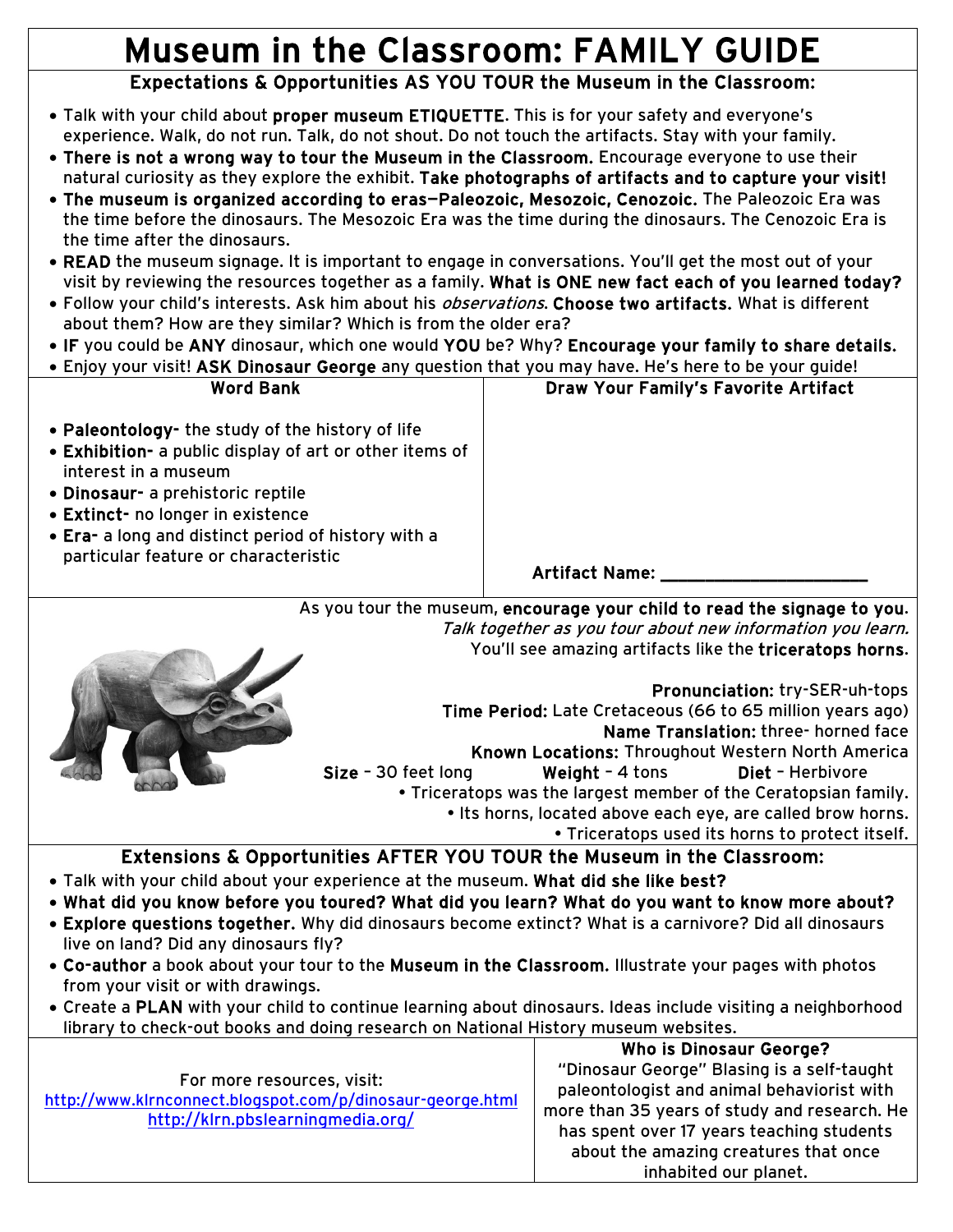# Museum in the Classroom: FAMILY GUIDE

## Expectations & Opportunities AS YOU TOUR the Museum in the Classroom:

- Talk with your child about **proper museum ETIQUETTE**. This is for your safety and everyone's experience. Walk, do not run. Talk, do not shout. Do not touch the artifacts. Stay with your family.
- **There is not a wrong way to tour the Museum in the Classroom.** Encourage everyone to use their natural curiosity as they explore the exhibit. **Take photographs of artifacts and to capture your visit!**
- **The museum is organized according to eras—Paleozoic, Mesozoic, Cenozoic.** The Paleozoic Era was the time before the dinosaurs. The Mesozoic Era was the time during the dinosaurs. The Cenozoic Era is the time after the dinosaurs.
- **READ** the museum signage. It is important to engage in conversations. You'll get the most out of your visit by reviewing the resources together as a family. **What is ONE new fact each of you learned today?**
- Follow your child's interests. Ask him about his *observations*. **Choose two artifacts.** What is different about them? How are they similar? Which is from the older era?
- **IF** you could be **ANY** dinosaur, which one would **YOU** be? Why? **Encourage your family to share details.**
- Enjoy your visit! **ASK Dinosaur George** any question that you may have. He's here to be your guide!

| Word Bank | Draw Your Family's Favorite Artifact |
|---|---|
| • **Paleontology-** the study of the history of life<br>• **Exhibition-** a public display of art or other items of interest in a museum<br>• **Dinosaur-** a prehistoric reptile<br>• **Extinct-** no longer in existence<br>• **Era-** a long and distinct period of history with a particular feature or characteristic | **Artifact Name:** ______________________ |

As you tour the museum, **encourage your child to read the signage to you**.
*Talk together as you tour about new information you learn.*
You'll see amazing artifacts like the **triceratops horns**.

**Pronunciation:** try-SER-uh-tops
**Time Period:** Late Cretaceous (66 to 65 million years ago)
**Name Translation:** three- horned face
**Known Locations:** Throughout Western North America
**Size** – 30 feet long **Weight** – 4 tons **Diet** – Herbivore

- Triceratops was the largest member of the Ceratopsian family.
- Its horns, located above each eye, are called brow horns.
- Triceratops used its horns to protect itself.

## Extensions & Opportunities AFTER YOU TOUR the Museum in the Classroom:

- Talk with your child about your experience at the museum. **What did she like best?**
- **What did you know before you toured? What did you learn? What do you want to know more about?**
- **Explore questions together.** Why did dinosaurs become extinct? What is a carnivore? Did all dinosaurs live on land? Did any dinosaurs fly?
- **Co-author** a book about your tour to the **Museum in the Classroom.** Illustrate your pages with photos from your visit or with drawings.
- Create a **PLAN** with your child to continue learning about dinosaurs. Ideas include visiting a neighborhood library to check-out books and doing research on National History museum websites.

For more resources, visit:
http://www.klrnconnect.blogspot.com/p/dinosaur-george.html
http://klrn.pbslearningmedia.org/

**Who is Dinosaur George?**
"Dinosaur George" Blasing is a self-taught paleontologist and animal behaviorist with more than 35 years of study and research. He has spent over 17 years teaching students about the amazing creatures that once inhabited our planet.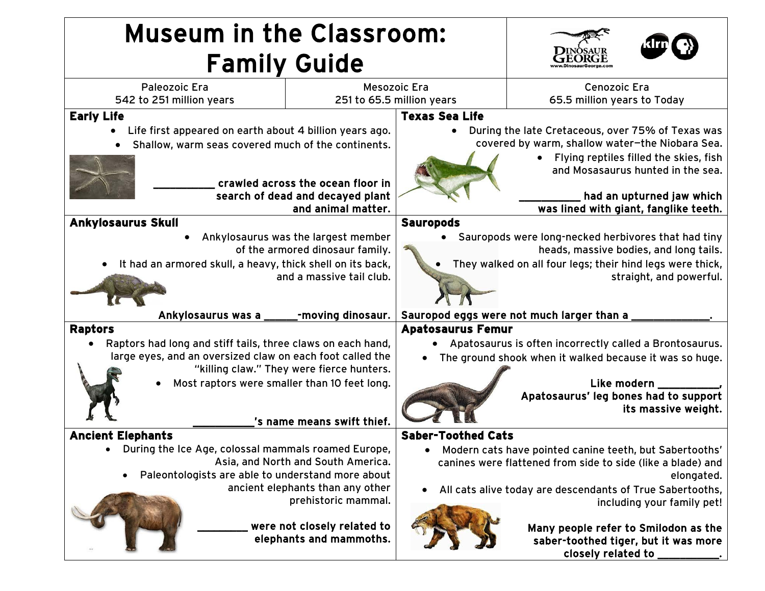# Museum in the Classroom: Family Guide

| Paleozoic Era | Mesozoic Era | Cenozoic Era |
|---|---|---|
| 542 to 251 million years | 251 to 65.5 million years | 65.5 million years to Today |

### Early Life

- Life first appeared on earth about 4 billion years ago.
- Shallow, warm seas covered much of the continents.

**__________ crawled across the ocean floor in search of dead and decayed plant and animal matter.**

### Texas Sea Life

- During the late Cretaceous, over 75% of Texas was covered by warm, shallow water—the Niobara Sea.
- Flying reptiles filled the skies, fish and Mosasaurus hunted in the sea.

**__________ had an upturned jaw which was lined with giant, fanglike teeth.**

### Ankylosaurus Skull

- Ankylosaurus was the largest member of the armored dinosaur family.
- It had an armored skull, a heavy, thick shell on its back, and a massive tail club.

**Ankylosaurus was a ______-moving dinosaur.**

### Sauropods

- Sauropods were long-necked herbivores that had tiny heads, massive bodies, and long tails.
- They walked on all four legs; their hind legs were thick, straight, and powerful.

**Sauropod eggs were not much larger than a ____________.**

### Raptors

- Raptors had long and stiff tails, three claws on each hand, large eyes, and an oversized claw on each foot called the "killing claw." They were fierce hunters.
- Most raptors were smaller than 10 feet long.

**__________'s name means swift thief.**

### Apatosaurus Femur

- Apatosaurus is often incorrectly called a Brontosaurus.
- The ground shook when it walked because it was so huge.

**Like modern __________, Apatosaurus' leg bones had to support its massive weight.**

### Ancient Elephants

- During the Ice Age, colossal mammals roamed Europe, Asia, and North and South America.
- Paleontologists are able to understand more about ancient elephants than any other prehistoric mammal.

**________ were not closely related to elephants and mammoths.**

### Saber-Toothed Cats

- Modern cats have pointed canine teeth, but Sabertooths' canines were flattened from side to side (like a blade) and elongated.
- All cats alive today are descendants of True Sabertooths, including your family pet!

**Many people refer to Smilodon as the saber-toothed tiger, but it was more closely related to __________.**